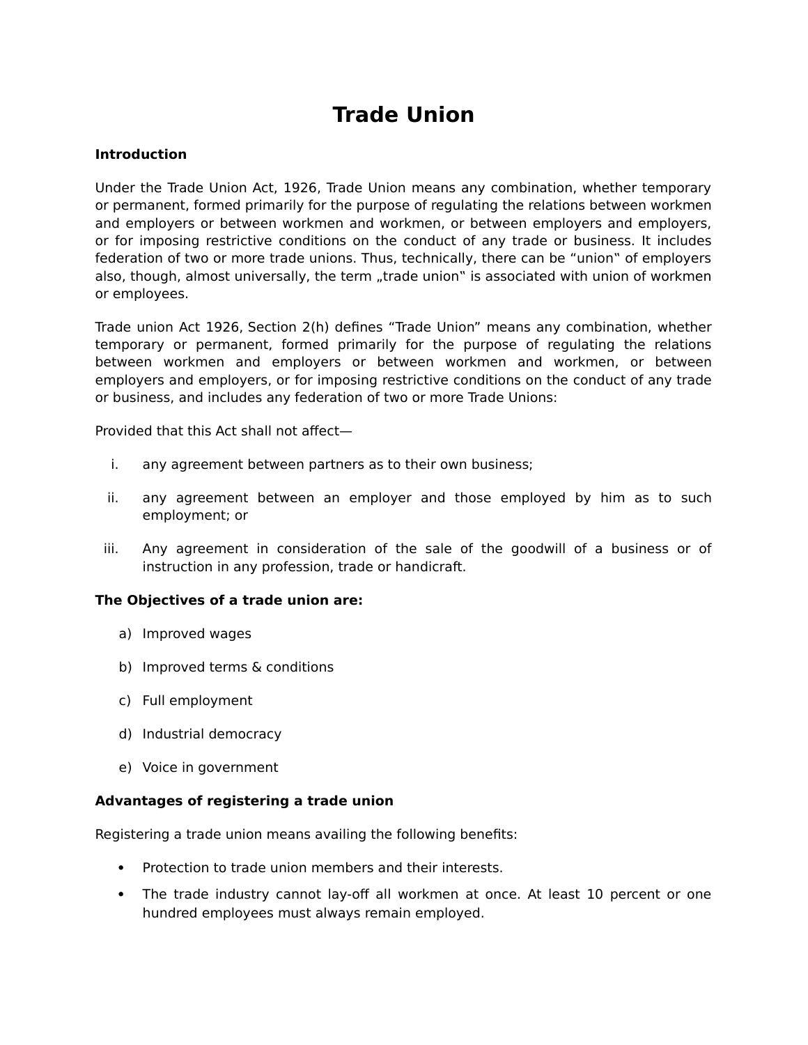# Trade Union

**Introduction**

Under the Trade Union Act, 1926, Trade Union means any combination, whether temporary or permanent, formed primarily for the purpose of regulating the relations between workmen and employers or between workmen and workmen, or between employers and employers, or for imposing restrictive conditions on the conduct of any trade or business. It includes federation of two or more trade unions. Thus, technically, there can be "union‟ of employers also, though, almost universally, the term „trade union‟ is associated with union of workmen or employees.

Trade union Act 1926, Section 2(h) defines "Trade Union" means any combination, whether temporary or permanent, formed primarily for the purpose of regulating the relations between workmen and employers or between workmen and workmen, or between employers and employers, or for imposing restrictive conditions on the conduct of any trade or business, and includes any federation of two or more Trade Unions:

Provided that this Act shall not affect—

i. any agreement between partners as to their own business;
ii. any agreement between an employer and those employed by him as to such employment; or
iii. Any agreement in consideration of the sale of the goodwill of a business or of instruction in any profession, trade or handicraft.

**The Objectives of a trade union are:**

a) Improved wages
b) Improved terms & conditions
c) Full employment
d) Industrial democracy
e) Voice in government

**Advantages of registering a trade union**

Registering a trade union means availing the following benefits:

- Protection to trade union members and their interests.
- The trade industry cannot lay-off all workmen at once. At least 10 percent or one hundred employees must always remain employed.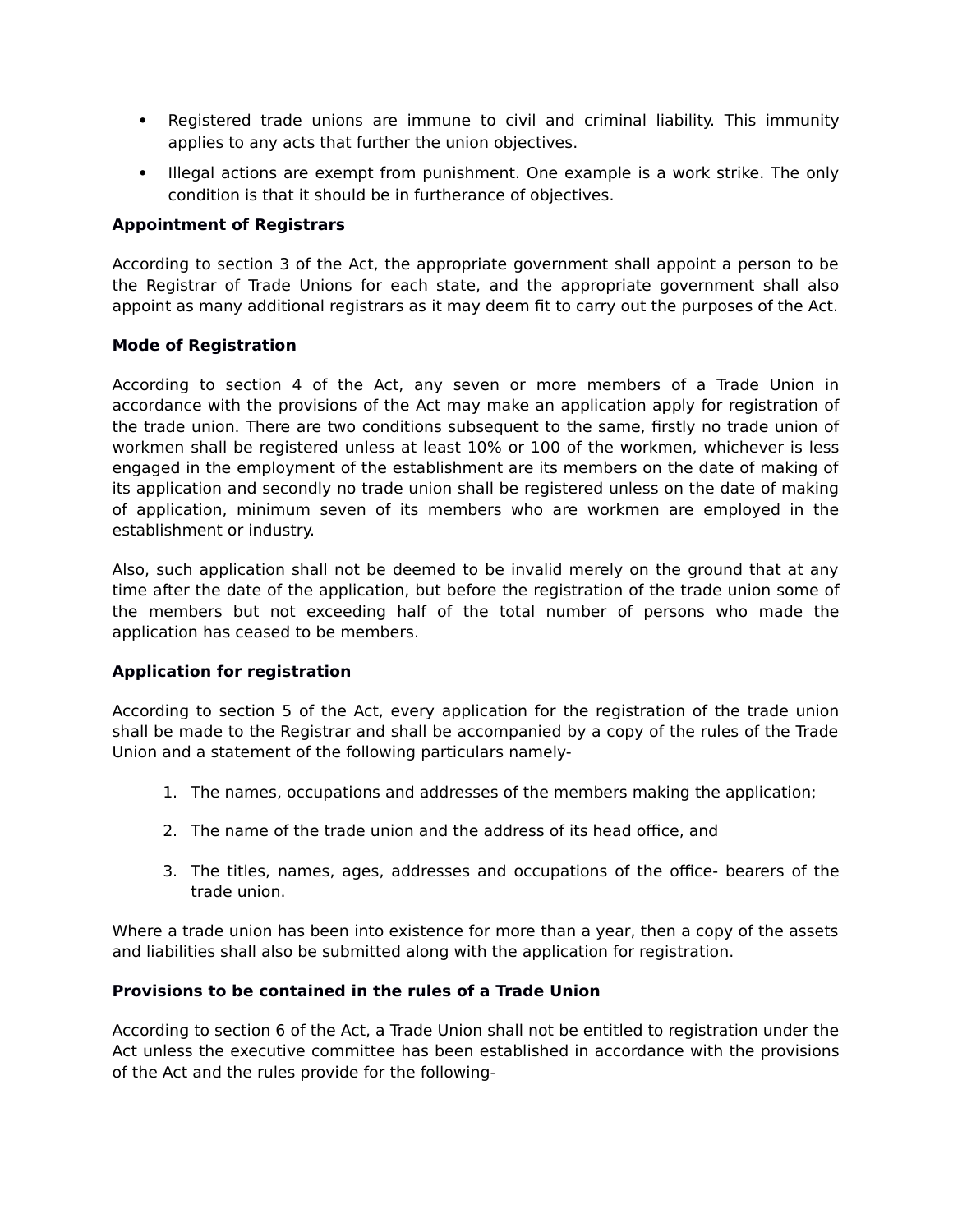- Registered trade unions are immune to civil and criminal liability. This immunity applies to any acts that further the union objectives.
- Illegal actions are exempt from punishment. One example is a work strike. The only condition is that it should be in furtherance of objectives.

**Appointment of Registrars**

According to section 3 of the Act, the appropriate government shall appoint a person to be the Registrar of Trade Unions for each state, and the appropriate government shall also appoint as many additional registrars as it may deem fit to carry out the purposes of the Act.

**Mode of Registration**

According to section 4 of the Act, any seven or more members of a Trade Union in accordance with the provisions of the Act may make an application apply for registration of the trade union. There are two conditions subsequent to the same, firstly no trade union of workmen shall be registered unless at least 10% or 100 of the workmen, whichever is less engaged in the employment of the establishment are its members on the date of making of its application and secondly no trade union shall be registered unless on the date of making of application, minimum seven of its members who are workmen are employed in the establishment or industry.

Also, such application shall not be deemed to be invalid merely on the ground that at any time after the date of the application, but before the registration of the trade union some of the members but not exceeding half of the total number of persons who made the application has ceased to be members.

**Application for registration**

According to section 5 of the Act, every application for the registration of the trade union shall be made to the Registrar and shall be accompanied by a copy of the rules of the Trade Union and a statement of the following particulars namely-

1. The names, occupations and addresses of the members making the application;
2. The name of the trade union and the address of its head office, and
3. The titles, names, ages, addresses and occupations of the office- bearers of the trade union.

Where a trade union has been into existence for more than a year, then a copy of the assets and liabilities shall also be submitted along with the application for registration.

**Provisions to be contained in the rules of a Trade Union**

According to section 6 of the Act, a Trade Union shall not be entitled to registration under the Act unless the executive committee has been established in accordance with the provisions of the Act and the rules provide for the following-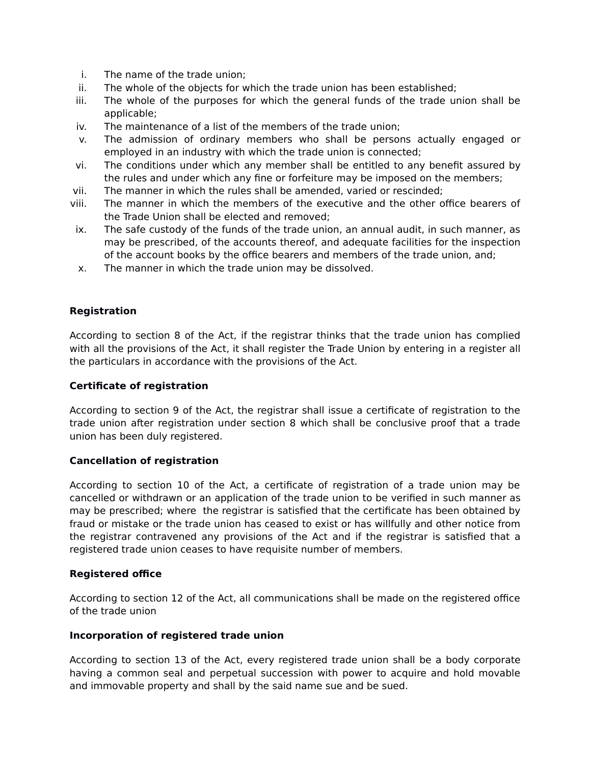i. The name of the trade union;
ii. The whole of the objects for which the trade union has been established;
iii. The whole of the purposes for which the general funds of the trade union shall be applicable;
iv. The maintenance of a list of the members of the trade union;
v. The admission of ordinary members who shall be persons actually engaged or employed in an industry with which the trade union is connected;
vi. The conditions under which any member shall be entitled to any benefit assured by the rules and under which any fine or forfeiture may be imposed on the members;
vii. The manner in which the rules shall be amended, varied or rescinded;
viii. The manner in which the members of the executive and the other office bearers of the Trade Union shall be elected and removed;
ix. The safe custody of the funds of the trade union, an annual audit, in such manner, as may be prescribed, of the accounts thereof, and adequate facilities for the inspection of the account books by the office bearers and members of the trade union, and;
x. The manner in which the trade union may be dissolved.

**Registration**

According to section 8 of the Act, if the registrar thinks that the trade union has complied with all the provisions of the Act, it shall register the Trade Union by entering in a register all the particulars in accordance with the provisions of the Act.

**Certificate of registration**

According to section 9 of the Act, the registrar shall issue a certificate of registration to the trade union after registration under section 8 which shall be conclusive proof that a trade union has been duly registered.

**Cancellation of registration**

According to section 10 of the Act, a certificate of registration of a trade union may be cancelled or withdrawn or an application of the trade union to be verified in such manner as may be prescribed; where the registrar is satisfied that the certificate has been obtained by fraud or mistake or the trade union has ceased to exist or has willfully and other notice from the registrar contravened any provisions of the Act and if the registrar is satisfied that a registered trade union ceases to have requisite number of members.

**Registered office**

According to section 12 of the Act, all communications shall be made on the registered office of the trade union

**Incorporation of registered trade union**

According to section 13 of the Act, every registered trade union shall be a body corporate having a common seal and perpetual succession with power to acquire and hold movable and immovable property and shall by the said name sue and be sued.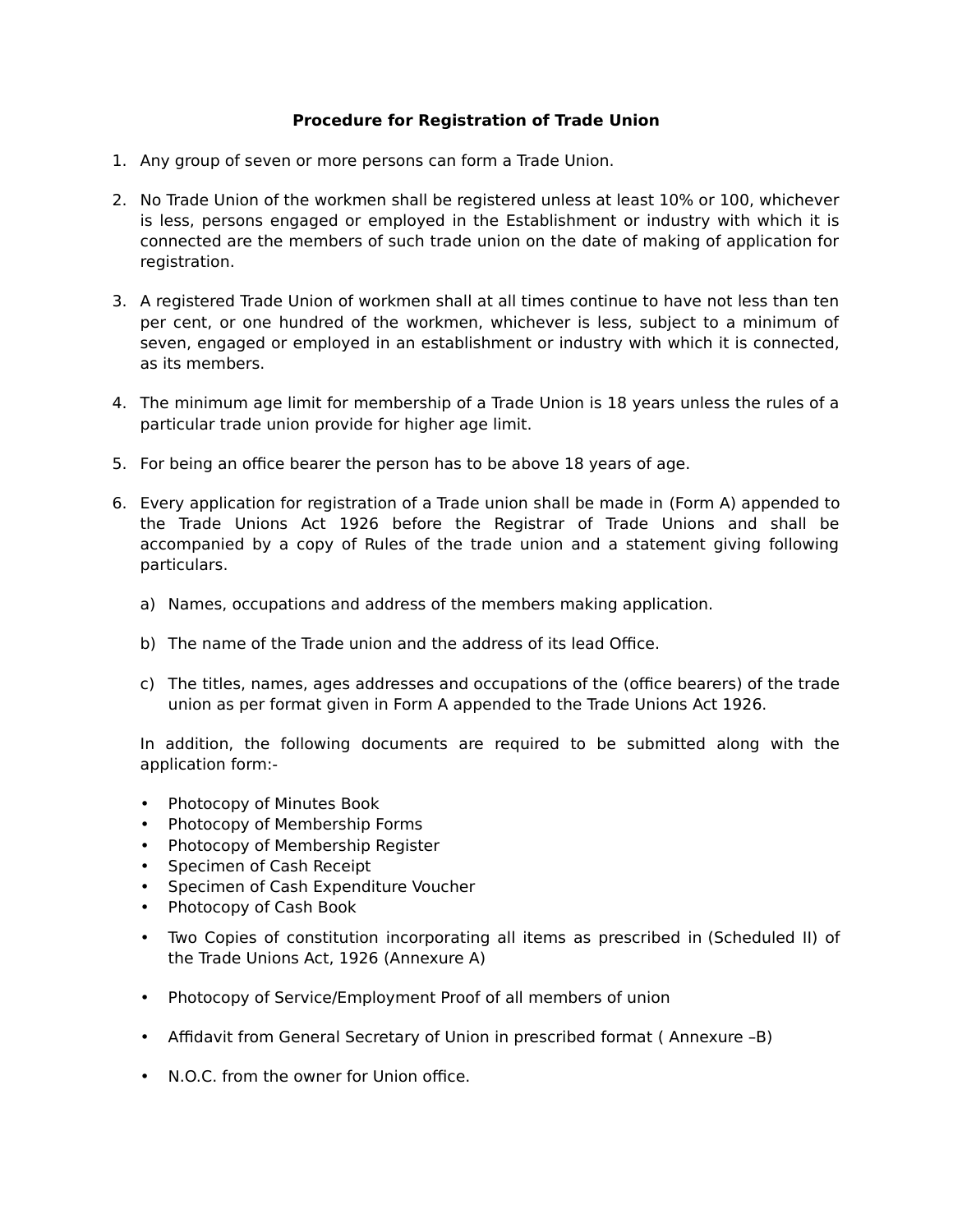**Procedure for Registration of Trade Union**

1. Any group of seven or more persons can form a Trade Union.

2. No Trade Union of the workmen shall be registered unless at least 10% or 100, whichever is less, persons engaged or employed in the Establishment or industry with which it is connected are the members of such trade union on the date of making of application for registration.

3. A registered Trade Union of workmen shall at all times continue to have not less than ten per cent, or one hundred of the workmen, whichever is less, subject to a minimum of seven, engaged or employed in an establishment or industry with which it is connected, as its members.

4. The minimum age limit for membership of a Trade Union is 18 years unless the rules of a particular trade union provide for higher age limit.

5. For being an office bearer the person has to be above 18 years of age.

6. Every application for registration of a Trade union shall be made in (Form A) appended to the Trade Unions Act 1926 before the Registrar of Trade Unions and shall be accompanied by a copy of Rules of the trade union and a statement giving following particulars.

    a) Names, occupations and address of the members making application.

    b) The name of the Trade union and the address of its lead Office.

    c) The titles, names, ages addresses and occupations of the (office bearers) of the trade union as per format given in Form A appended to the Trade Unions Act 1926.

    In addition, the following documents are required to be submitted along with the application form:-

    - Photocopy of Minutes Book
    - Photocopy of Membership Forms
    - Photocopy of Membership Register
    - Specimen of Cash Receipt
    - Specimen of Cash Expenditure Voucher
    - Photocopy of Cash Book
    - Two Copies of constitution incorporating all items as prescribed in (Scheduled II) of the Trade Unions Act, 1926 (Annexure A)
    - Photocopy of Service/Employment Proof of all members of union
    - Affidavit from General Secretary of Union in prescribed format ( Annexure –B)
    - N.O.C. from the owner for Union office.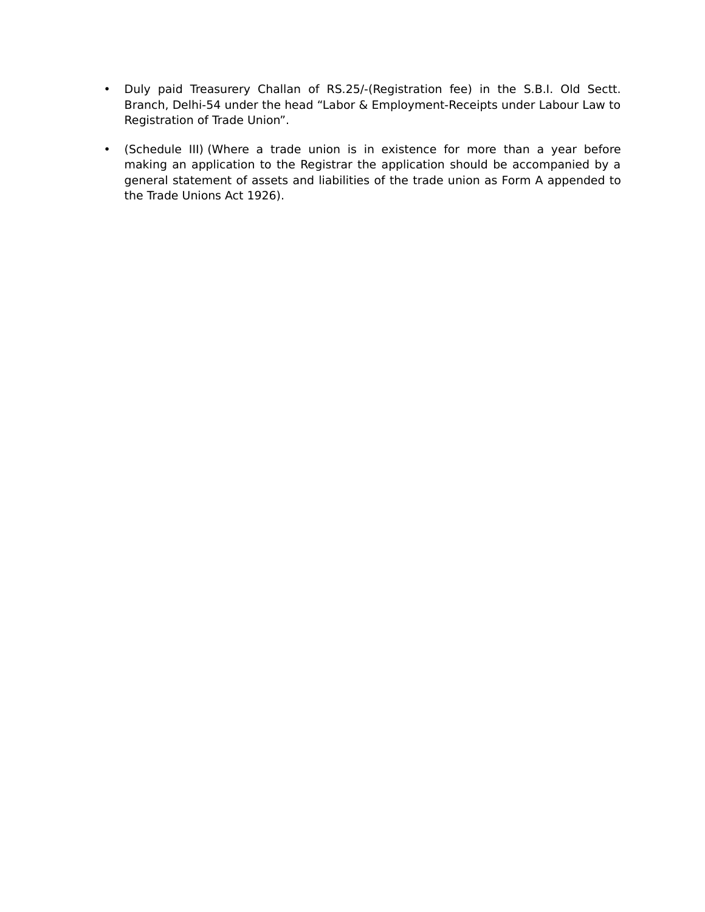- Duly paid Treasurery Challan of RS.25/-(Registration fee) in the S.B.I. Old Sectt. Branch, Delhi-54 under the head “Labor & Employment-Receipts under Labour Law to Registration of Trade Union”.

- (Schedule III) (Where a trade union is in existence for more than a year before making an application to the Registrar the application should be accompanied by a general statement of assets and liabilities of the trade union as Form A appended to the Trade Unions Act 1926).